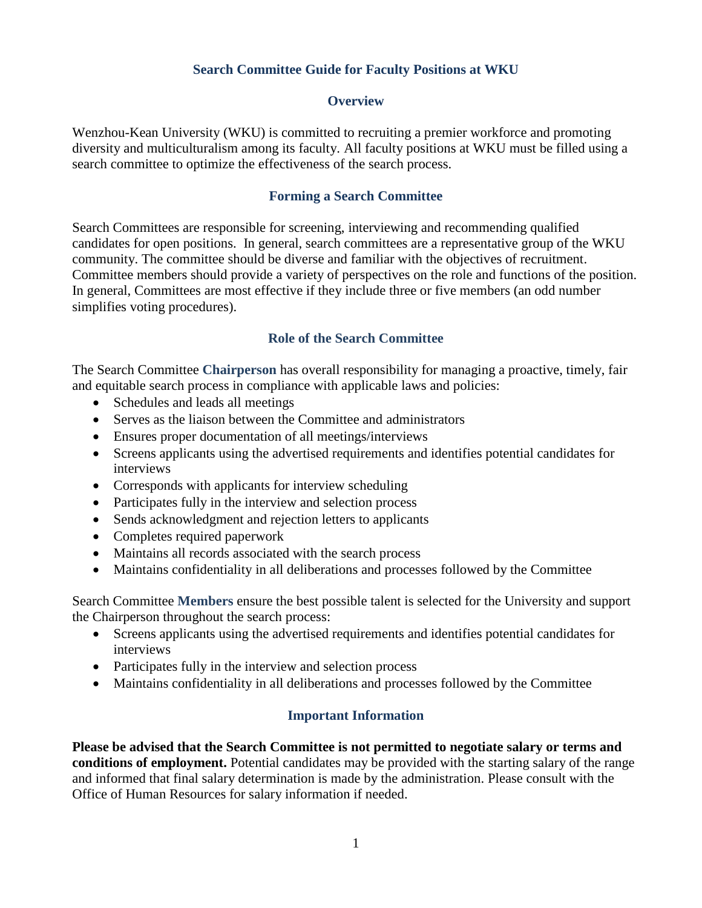# Search Committee Guide for Faculty Positions at WKU

## Overview

Wenzhou-Kean University (WKU) is committed to recruiting a premier workforce and promoting diversity and multiculturalism among its faculty. All faculty positions at WKU must be filled using a search committee to optimize the effectiveness of the search process.

## Forming a Search Committee

Search Committees are responsible for screening, interviewing and recommending qualified candidates for open positions. In general, search committees are a representative group of the WKU community. The committee should be diverse and familiar with the objectives of recruitment. Committee members should provide a variety of perspectives on the role and functions of the position. In general, Committees are most effective if they include three or five members (an odd number simplifies voting procedures).

## Role of the Search Committee

The Search Committee **Chairperson** has overall responsibility for managing a proactive, timely, fair and equitable search process in compliance with applicable laws and policies:

- Schedules and leads all meetings
- Serves as the liaison between the Committee and administrators
- Ensures proper documentation of all meetings/interviews
- Screens applicants using the advertised requirements and identifies potential candidates for interviews
- Corresponds with applicants for interview scheduling
- Participates fully in the interview and selection process
- Sends acknowledgment and rejection letters to applicants
- Completes required paperwork
- Maintains all records associated with the search process
- Maintains confidentiality in all deliberations and processes followed by the Committee

Search Committee **Members** ensure the best possible talent is selected for the University and support the Chairperson throughout the search process:

- Screens applicants using the advertised requirements and identifies potential candidates for interviews
- Participates fully in the interview and selection process
- Maintains confidentiality in all deliberations and processes followed by the Committee

## Important Information

**Please be advised that the Search Committee is not permitted to negotiate salary or terms and conditions of employment.** Potential candidates may be provided with the starting salary of the range and informed that final salary determination is made by the administration. Please consult with the Office of Human Resources for salary information if needed.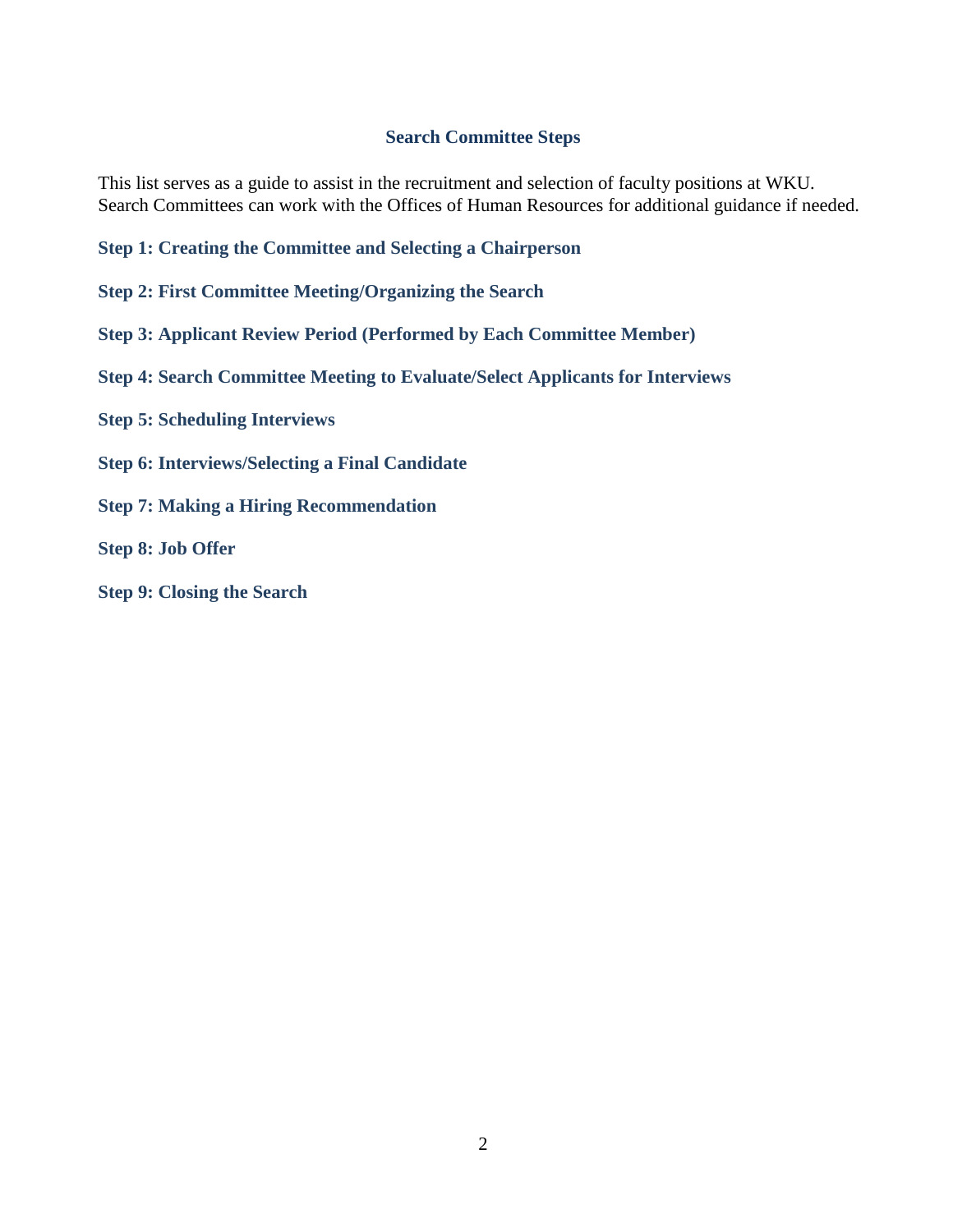## Search Committee Steps

This list serves as a guide to assist in the recruitment and selection of faculty positions at WKU. Search Committees can work with the Offices of Human Resources for additional guidance if needed.

**Step 1: Creating the Committee and Selecting a Chairperson**

**Step 2: First Committee Meeting/Organizing the Search**

**Step 3: Applicant Review Period (Performed by Each Committee Member)**

**Step 4: Search Committee Meeting to Evaluate/Select Applicants for Interviews**

**Step 5: Scheduling Interviews**

**Step 6: Interviews/Selecting a Final Candidate**

**Step 7: Making a Hiring Recommendation**

**Step 8: Job Offer**

**Step 9: Closing the Search**